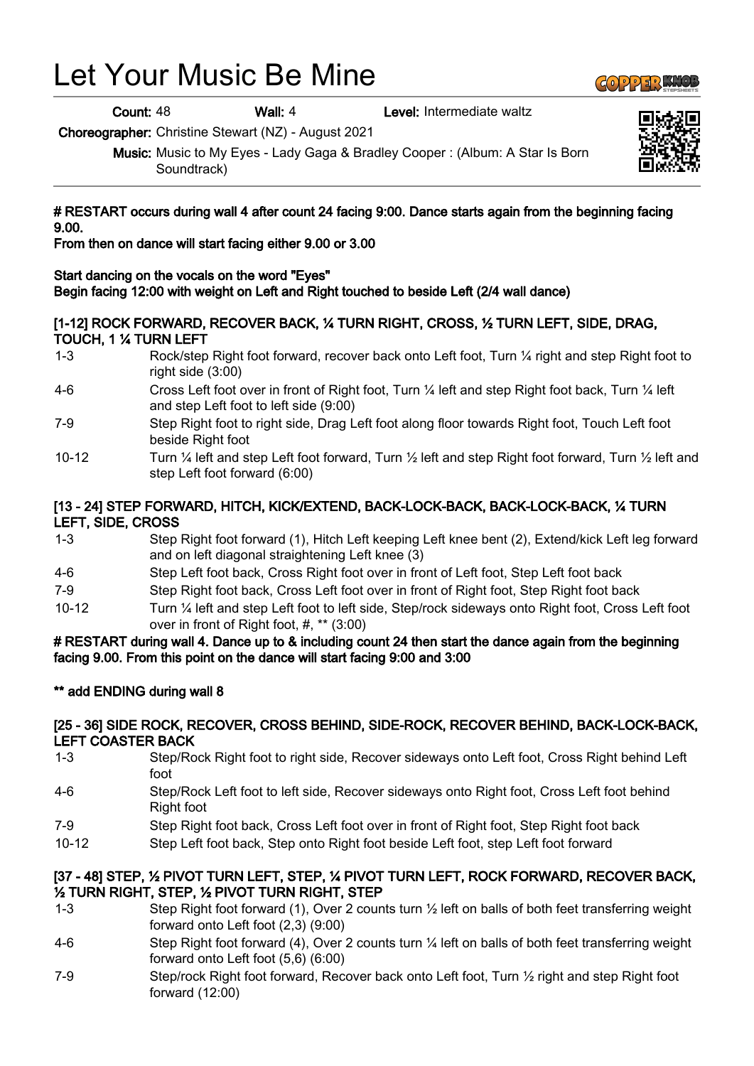# Let Your Music Be Mine

**Count:** 48 **Wall:** 4 **Level:** Intermediate waltz

**Choreographer:** Christine Stewart (NZ) - August 2021

**Music:** Music to My Eyes - Lady Gaga & Bradley Cooper : (Album: A Star Is Born Soundtrack)

**# RESTART occurs during wall 4 after count 24 facing 9:00. Dance starts again from the beginning facing 9.00.**
**From then on dance will start facing either 9.00 or 3.00**

**Start dancing on the vocals on the word "Eyes"**
**Begin facing 12:00 with weight on Left and Right touched to beside Left (2/4 wall dance)**

**[1-12] ROCK FORWARD, RECOVER BACK, ¼ TURN RIGHT, CROSS, ½ TURN LEFT, SIDE, DRAG, TOUCH, 1 ¼ TURN LEFT**

| | |
|---|---|
| 1-3 | Rock/step Right foot forward, recover back onto Left foot, Turn ¼ right and step Right foot to right side (3:00) |
| 4-6 | Cross Left foot over in front of Right foot, Turn ¼ left and step Right foot back, Turn ¼ left and step Left foot to left side (9:00) |
| 7-9 | Step Right foot to right side, Drag Left foot along floor towards Right foot, Touch Left foot beside Right foot |
| 10-12 | Turn ¼ left and step Left foot forward, Turn ½ left and step Right foot forward, Turn ½ left and step Left foot forward (6:00) |

**[13 - 24] STEP FORWARD, HITCH, KICK/EXTEND, BACK-LOCK-BACK, BACK-LOCK-BACK, ¼ TURN LEFT, SIDE, CROSS**

| | |
|---|---|
| 1-3 | Step Right foot forward (1), Hitch Left keeping Left knee bent (2), Extend/kick Left leg forward and on left diagonal straightening Left knee (3) |
| 4-6 | Step Left foot back, Cross Right foot over in front of Left foot, Step Left foot back |
| 7-9 | Step Right foot back, Cross Left foot over in front of Right foot, Step Right foot back |
| 10-12 | Turn ¼ left and step Left foot to left side, Step/rock sideways onto Right foot, Cross Left foot over in front of Right foot, #, ** (3:00) |

**# RESTART during wall 4. Dance up to & including count 24 then start the dance again from the beginning facing 9.00. From this point on the dance will start facing 9:00 and 3:00**

**\*\* add ENDING during wall 8**

**[25 - 36] SIDE ROCK, RECOVER, CROSS BEHIND, SIDE-ROCK, RECOVER BEHIND, BACK-LOCK-BACK, LEFT COASTER BACK**

| | |
|---|---|
| 1-3 | Step/Rock Right foot to right side, Recover sideways onto Left foot, Cross Right behind Left foot |
| 4-6 | Step/Rock Left foot to left side, Recover sideways onto Right foot, Cross Left foot behind Right foot |
| 7-9 | Step Right foot back, Cross Left foot over in front of Right foot, Step Right foot back |
| 10-12 | Step Left foot back, Step onto Right foot beside Left foot, step Left foot forward |

**[37 - 48] STEP, ½ PIVOT TURN LEFT, STEP, ¼ PIVOT TURN LEFT, ROCK FORWARD, RECOVER BACK, ½ TURN RIGHT, STEP, ½ PIVOT TURN RIGHT, STEP**

| | |
|---|---|
| 1-3 | Step Right foot forward (1), Over 2 counts turn ½ left on balls of both feet transferring weight forward onto Left foot (2,3) (9:00) |
| 4-6 | Step Right foot forward (4), Over 2 counts turn ¼ left on balls of both feet transferring weight forward onto Left foot (5,6) (6:00) |
| 7-9 | Step/rock Right foot forward, Recover back onto Left foot, Turn ½ right and step Right foot forward (12:00) |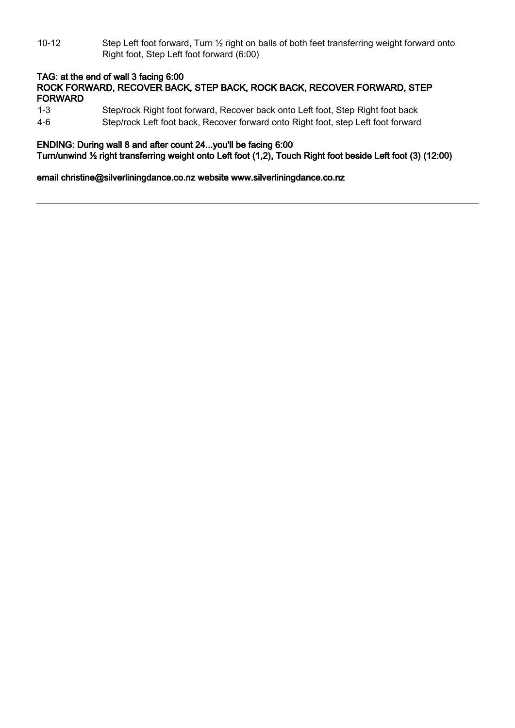10-12 Step Left foot forward, Turn ½ right on balls of both feet transferring weight forward onto Right foot, Step Left foot forward (6:00)

**TAG: at the end of wall 3 facing 6:00**
**ROCK FORWARD, RECOVER BACK, STEP BACK, ROCK BACK, RECOVER FORWARD, STEP FORWARD**

1-3 Step/rock Right foot forward, Recover back onto Left foot, Step Right foot back
4-6 Step/rock Left foot back, Recover forward onto Right foot, step Left foot forward

**ENDING: During wall 8 and after count 24...you'll be facing 6:00**
**Turn/unwind ½ right transferring weight onto Left foot (1,2), Touch Right foot beside Left foot (3) (12:00)**

**email christine@silverliningdance.co.nz website www.silverliningdance.co.nz**

---